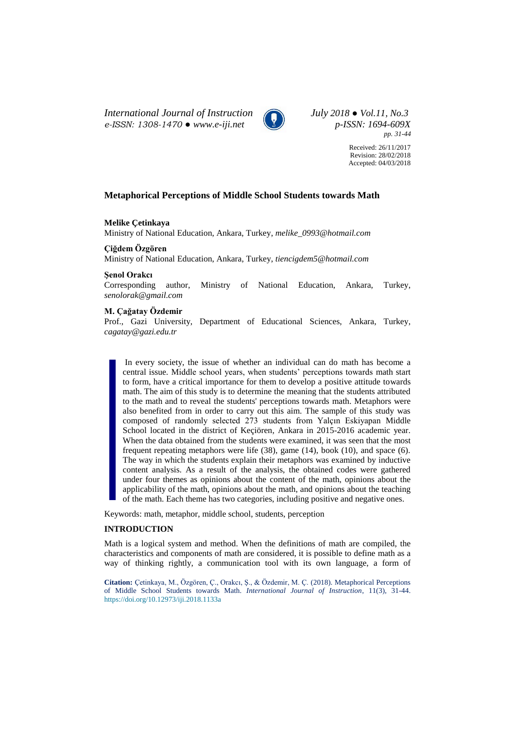Received: 26/11/2017
Revision: 28/02/2018
Accepted: 04/03/2018

# Metaphorical Perceptions of Middle School Students towards Math

**Melike Çetinkaya**
Ministry of National Education, Ankara, Turkey, *melike_0993@hotmail.com*

**Çiğdem Özgören**
Ministry of National Education, Ankara, Turkey, *tiencigdem5@hotmail.com*

**Şenol Orakcı**
Corresponding author, Ministry of National Education, Ankara, Turkey, *senolorak@gmail.com*

**M. Çağatay Özdemir**
Prof., Gazi University, Department of Educational Sciences, Ankara, Turkey, *cagatay@gazi.edu.tr*

In every society, the issue of whether an individual can do math has become a central issue. Middle school years, when students' perceptions towards math start to form, have a critical importance for them to develop a positive attitude towards math. The aim of this study is to determine the meaning that the students attributed to the math and to reveal the students' perceptions towards math. Metaphors were also benefited from in order to carry out this aim. The sample of this study was composed of randomly selected 273 students from Yalçın Eskiyapan Middle School located in the district of Keçiören, Ankara in 2015-2016 academic year. When the data obtained from the students were examined, it was seen that the most frequent repeating metaphors were life (38), game (14), book (10), and space (6). The way in which the students explain their metaphors was examined by inductive content analysis. As a result of the analysis, the obtained codes were gathered under four themes as opinions about the content of the math, opinions about the applicability of the math, opinions about the math, and opinions about the teaching of the math. Each theme has two categories, including positive and negative ones.

Keywords: math, metaphor, middle school, students, perception

## INTRODUCTION

Math is a logical system and method. When the definitions of math are compiled, the characteristics and components of math are considered, it is possible to define math as a way of thinking rightly, a communication tool with its own language, a form of

**Citation:** Çetinkaya, M., Özgören, Ç., Orakcı, Ş., & Özdemir, M. Ç. (2018). Metaphorical Perceptions of Middle School Students towards Math. *International Journal of Instruction*, 11(3), 31-44. https://doi.org/10.12973/iji.2018.1133a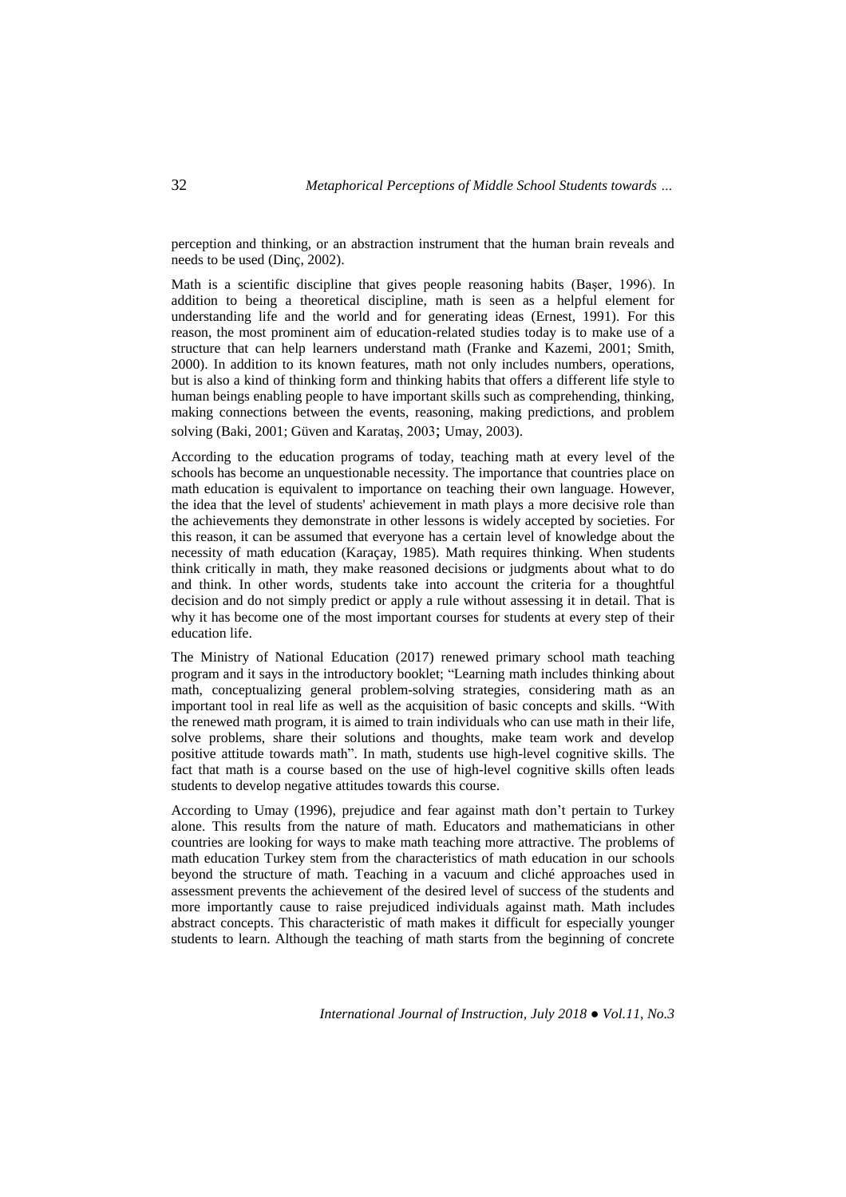perception and thinking, or an abstraction instrument that the human brain reveals and needs to be used (Dinç, 2002).

Math is a scientific discipline that gives people reasoning habits (Başer, 1996). In addition to being a theoretical discipline, math is seen as a helpful element for understanding life and the world and for generating ideas (Ernest, 1991). For this reason, the most prominent aim of education-related studies today is to make use of a structure that can help learners understand math (Franke and Kazemi, 2001; Smith, 2000). In addition to its known features, math not only includes numbers, operations, but is also a kind of thinking form and thinking habits that offers a different life style to human beings enabling people to have important skills such as comprehending, thinking, making connections between the events, reasoning, making predictions, and problem solving (Baki, 2001; Güven and Karataş, 2003; Umay, 2003).

According to the education programs of today, teaching math at every level of the schools has become an unquestionable necessity. The importance that countries place on math education is equivalent to importance on teaching their own language. However, the idea that the level of students' achievement in math plays a more decisive role than the achievements they demonstrate in other lessons is widely accepted by societies. For this reason, it can be assumed that everyone has a certain level of knowledge about the necessity of math education (Karaçay, 1985). Math requires thinking. When students think critically in math, they make reasoned decisions or judgments about what to do and think. In other words, students take into account the criteria for a thoughtful decision and do not simply predict or apply a rule without assessing it in detail. That is why it has become one of the most important courses for students at every step of their education life.

The Ministry of National Education (2017) renewed primary school math teaching program and it says in the introductory booklet; "Learning math includes thinking about math, conceptualizing general problem-solving strategies, considering math as an important tool in real life as well as the acquisition of basic concepts and skills. "With the renewed math program, it is aimed to train individuals who can use math in their life, solve problems, share their solutions and thoughts, make team work and develop positive attitude towards math". In math, students use high-level cognitive skills. The fact that math is a course based on the use of high-level cognitive skills often leads students to develop negative attitudes towards this course.

According to Umay (1996), prejudice and fear against math don't pertain to Turkey alone. This results from the nature of math. Educators and mathematicians in other countries are looking for ways to make math teaching more attractive. The problems of math education Turkey stem from the characteristics of math education in our schools beyond the structure of math. Teaching in a vacuum and cliché approaches used in assessment prevents the achievement of the desired level of success of the students and more importantly cause to raise prejudiced individuals against math. Math includes abstract concepts. This characteristic of math makes it difficult for especially younger students to learn. Although the teaching of math starts from the beginning of concrete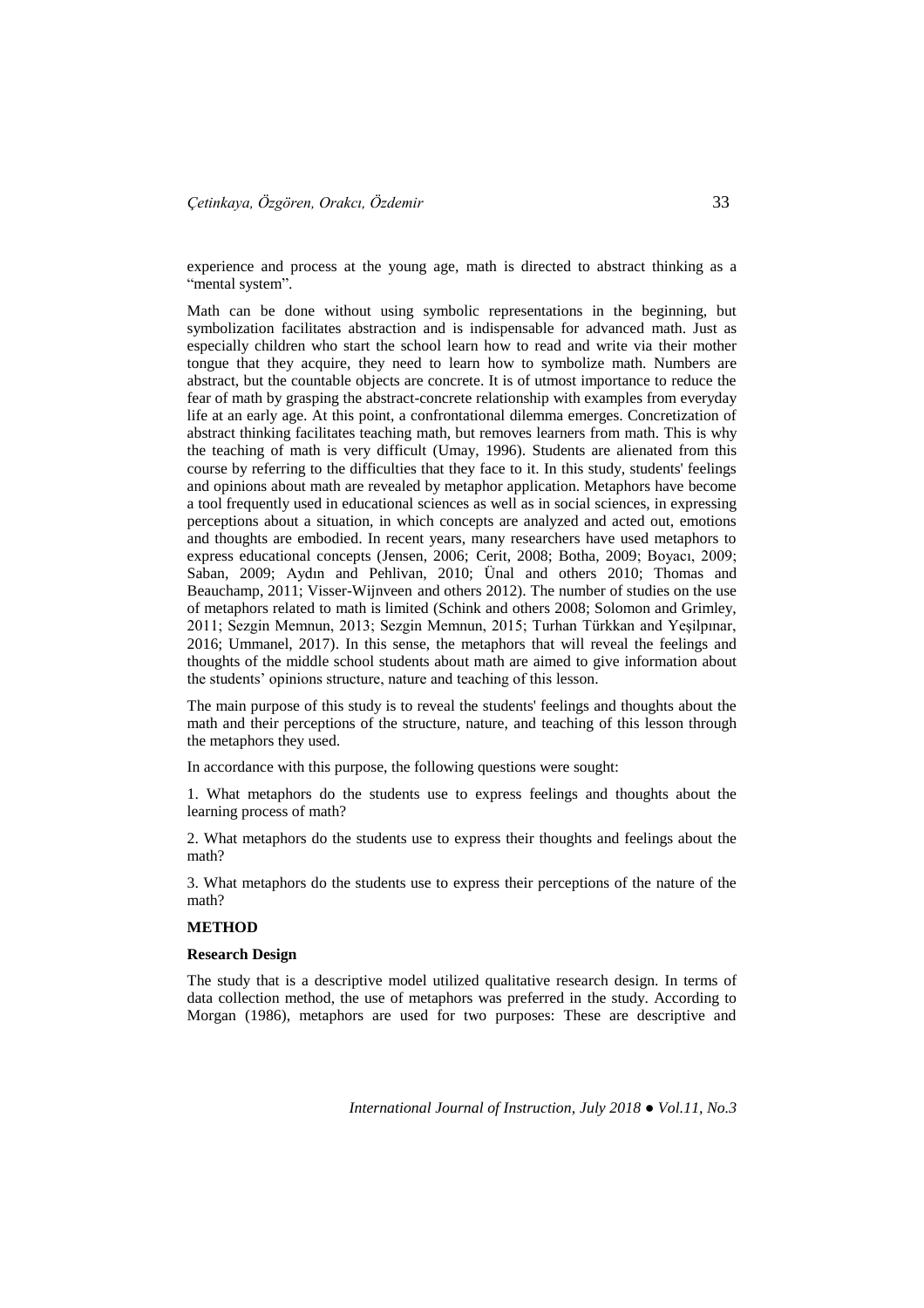experience and process at the young age, math is directed to abstract thinking as a "mental system".

Math can be done without using symbolic representations in the beginning, but symbolization facilitates abstraction and is indispensable for advanced math. Just as especially children who start the school learn how to read and write via their mother tongue that they acquire, they need to learn how to symbolize math. Numbers are abstract, but the countable objects are concrete. It is of utmost importance to reduce the fear of math by grasping the abstract-concrete relationship with examples from everyday life at an early age. At this point, a confrontational dilemma emerges. Concretization of abstract thinking facilitates teaching math, but removes learners from math. This is why the teaching of math is very difficult (Umay, 1996). Students are alienated from this course by referring to the difficulties that they face to it. In this study, students' feelings and opinions about math are revealed by metaphor application. Metaphors have become a tool frequently used in educational sciences as well as in social sciences, in expressing perceptions about a situation, in which concepts are analyzed and acted out, emotions and thoughts are embodied. In recent years, many researchers have used metaphors to express educational concepts (Jensen, 2006; Cerit, 2008; Botha, 2009; Boyacı, 2009; Saban, 2009; Aydın and Pehlivan, 2010; Ünal and others 2010; Thomas and Beauchamp, 2011; Visser-Wijnveen and others 2012). The number of studies on the use of metaphors related to math is limited (Schink and others 2008; Solomon and Grimley, 2011; Sezgin Memnun, 2013; Sezgin Memnun, 2015; Turhan Türkkan and Yeşilpınar, 2016; Ummanel, 2017). In this sense, the metaphors that will reveal the feelings and thoughts of the middle school students about math are aimed to give information about the students' opinions structure, nature and teaching of this lesson.

The main purpose of this study is to reveal the students' feelings and thoughts about the math and their perceptions of the structure, nature, and teaching of this lesson through the metaphors they used.

In accordance with this purpose, the following questions were sought:

1. What metaphors do the students use to express feelings and thoughts about the learning process of math?

2. What metaphors do the students use to express their thoughts and feelings about the math?

3. What metaphors do the students use to express their perceptions of the nature of the math?

## METHOD

### Research Design

The study that is a descriptive model utilized qualitative research design. In terms of data collection method, the use of metaphors was preferred in the study. According to Morgan (1986), metaphors are used for two purposes: These are descriptive and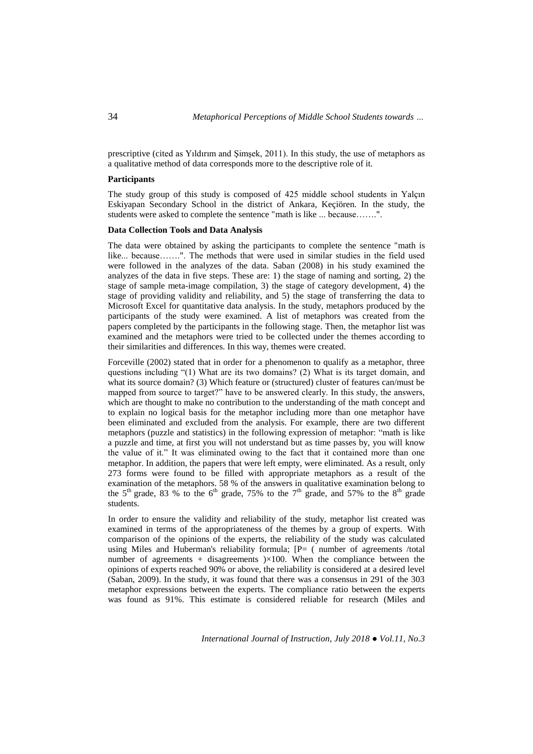prescriptive (cited as Yıldırım and Şimşek, 2011). In this study, the use of metaphors as a qualitative method of data corresponds more to the descriptive role of it.

**Participants**

The study group of this study is composed of 425 middle school students in Yalçın Eskiyapan Secondary School in the district of Ankara, Keçiören. In the study, the students were asked to complete the sentence "math is like ... because…….".

**Data Collection Tools and Data Analysis**

The data were obtained by asking the participants to complete the sentence "math is like... because…….". The methods that were used in similar studies in the field used were followed in the analyzes of the data. Saban (2008) in his study examined the analyzes of the data in five steps. These are: 1) the stage of naming and sorting, 2) the stage of sample meta-image compilation, 3) the stage of category development, 4) the stage of providing validity and reliability, and 5) the stage of transferring the data to Microsoft Excel for quantitative data analysis. In the study, metaphors produced by the participants of the study were examined. A list of metaphors was created from the papers completed by the participants in the following stage. Then, the metaphor list was examined and the metaphors were tried to be collected under the themes according to their similarities and differences. In this way, themes were created.

Forceville (2002) stated that in order for a phenomenon to qualify as a metaphor, three questions including "(1) What are its two domains? (2) What is its target domain, and what its source domain? (3) Which feature or (structured) cluster of features can/must be mapped from source to target?" have to be answered clearly. In this study, the answers, which are thought to make no contribution to the understanding of the math concept and to explain no logical basis for the metaphor including more than one metaphor have been eliminated and excluded from the analysis. For example, there are two different metaphors (puzzle and statistics) in the following expression of metaphor: "math is like a puzzle and time, at first you will not understand but as time passes by, you will know the value of it." It was eliminated owing to the fact that it contained more than one metaphor. In addition, the papers that were left empty, were eliminated. As a result, only 273 forms were found to be filled with appropriate metaphors as a result of the examination of the metaphors. 58 % of the answers in qualitative examination belong to the 5th grade, 83 % to the 6th grade, 75% to the 7th grade, and 57% to the 8th grade students.

In order to ensure the validity and reliability of the study, metaphor list created was examined in terms of the appropriateness of the themes by a group of experts. With comparison of the opinions of the experts, the reliability of the study was calculated using Miles and Huberman's reliability formula; [P= ( number of agreements /total number of agreements + disagreements )×100. When the compliance between the opinions of experts reached 90% or above, the reliability is considered at a desired level (Saban, 2009). In the study, it was found that there was a consensus in 291 of the 303 metaphor expressions between the experts. The compliance ratio between the experts was found as 91%. This estimate is considered reliable for research (Miles and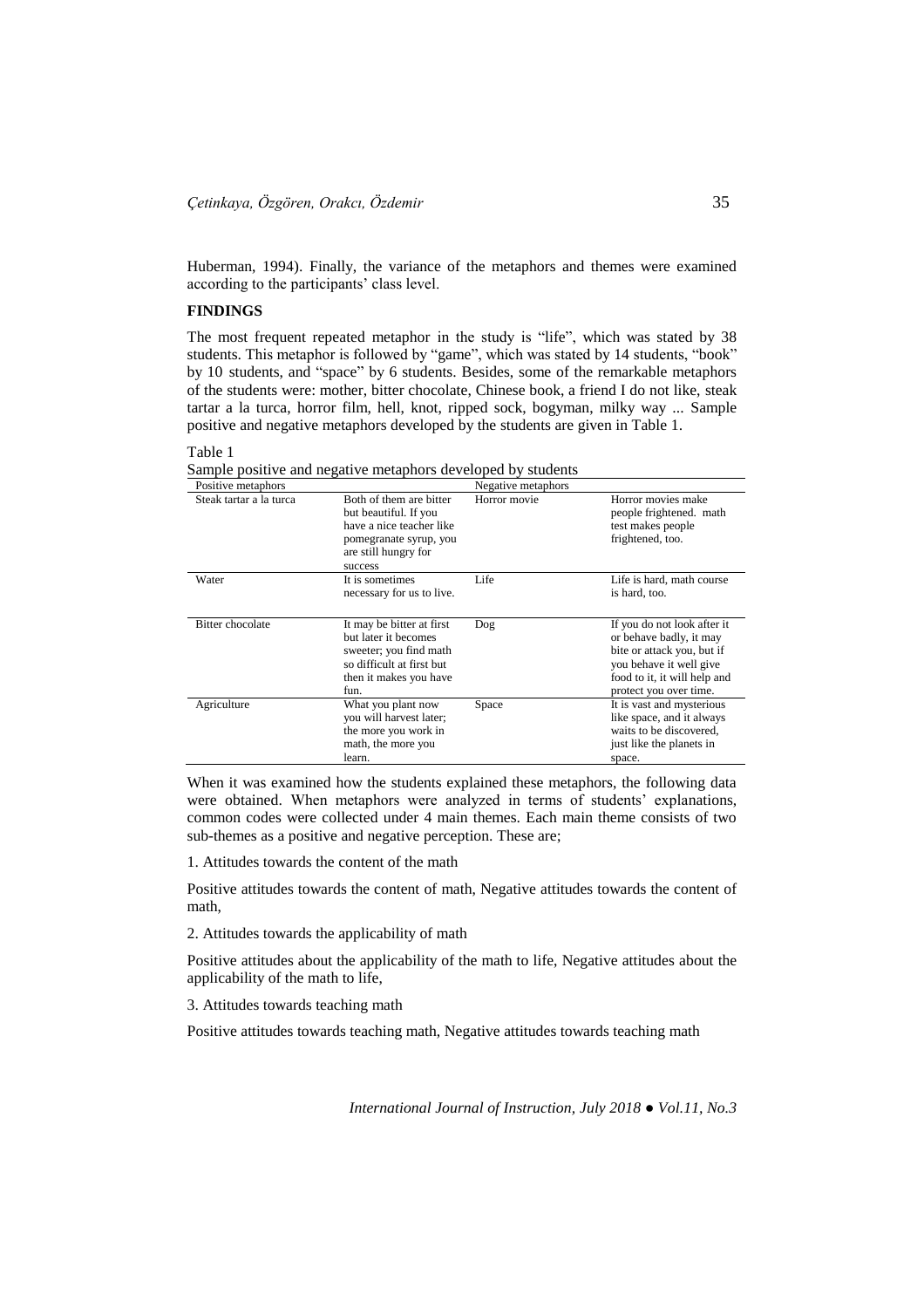Huberman, 1994). Finally, the variance of the metaphors and themes were examined according to the participants' class level.

## FINDINGS

The most frequent repeated metaphor in the study is "life", which was stated by 38 students. This metaphor is followed by "game", which was stated by 14 students, "book" by 10 students, and "space" by 6 students. Besides, some of the remarkable metaphors of the students were: mother, bitter chocolate, Chinese book, a friend I do not like, steak tartar a la turca, horror film, hell, knot, ripped sock, bogyman, milky way ... Sample positive and negative metaphors developed by the students are given in Table 1.

Table 1

Sample positive and negative metaphors developed by students

| Positive metaphors | | Negative metaphors | |
|---|---|---|---|
| Steak tartar a la turca | Both of them are bitter but beautiful. If you have a nice teacher like pomegranate syrup, you are still hungry for success | Horror movie | Horror movies make people frightened. math test makes people frightened, too. |
| Water | It is sometimes necessary for us to live. | Life | Life is hard, math course is hard, too. |
| Bitter chocolate | It may be bitter at first but later it becomes sweeter; you find math so difficult at first but then it makes you have fun. | Dog | If you do not look after it or behave badly, it may bite or attack you, but if you behave it well give food to it, it will help and protect you over time. |
| Agriculture | What you plant now you will harvest later; the more you work in math, the more you learn. | Space | It is vast and mysterious like space, and it always waits to be discovered, just like the planets in space. |

When it was examined how the students explained these metaphors, the following data were obtained. When metaphors were analyzed in terms of students' explanations, common codes were collected under 4 main themes. Each main theme consists of two sub-themes as a positive and negative perception. These are;

1. Attitudes towards the content of the math

Positive attitudes towards the content of math, Negative attitudes towards the content of math,

2. Attitudes towards the applicability of math

Positive attitudes about the applicability of the math to life, Negative attitudes about the applicability of the math to life,

3. Attitudes towards teaching math

Positive attitudes towards teaching math, Negative attitudes towards teaching math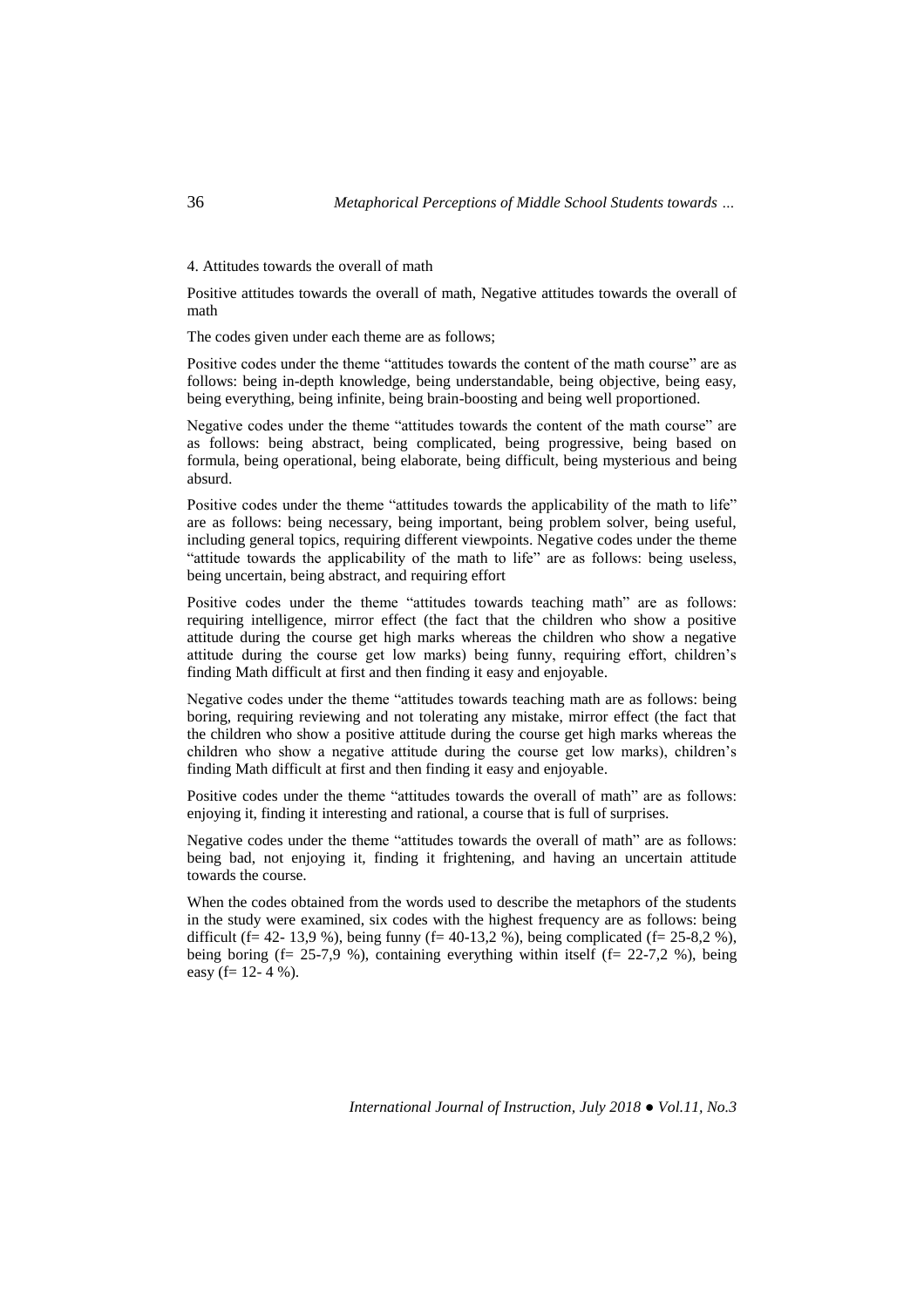4. Attitudes towards the overall of math

Positive attitudes towards the overall of math, Negative attitudes towards the overall of math

The codes given under each theme are as follows;

Positive codes under the theme "attitudes towards the content of the math course" are as follows: being in-depth knowledge, being understandable, being objective, being easy, being everything, being infinite, being brain-boosting and being well proportioned.

Negative codes under the theme "attitudes towards the content of the math course" are as follows: being abstract, being complicated, being progressive, being based on formula, being operational, being elaborate, being difficult, being mysterious and being absurd.

Positive codes under the theme "attitudes towards the applicability of the math to life" are as follows: being necessary, being important, being problem solver, being useful, including general topics, requiring different viewpoints. Negative codes under the theme "attitude towards the applicability of the math to life" are as follows: being useless, being uncertain, being abstract, and requiring effort

Positive codes under the theme "attitudes towards teaching math" are as follows: requiring intelligence, mirror effect (the fact that the children who show a positive attitude during the course get high marks whereas the children who show a negative attitude during the course get low marks) being funny, requiring effort, children's finding Math difficult at first and then finding it easy and enjoyable.

Negative codes under the theme "attitudes towards teaching math are as follows: being boring, requiring reviewing and not tolerating any mistake, mirror effect (the fact that the children who show a positive attitude during the course get high marks whereas the children who show a negative attitude during the course get low marks), children's finding Math difficult at first and then finding it easy and enjoyable.

Positive codes under the theme "attitudes towards the overall of math" are as follows: enjoying it, finding it interesting and rational, a course that is full of surprises.

Negative codes under the theme "attitudes towards the overall of math" are as follows: being bad, not enjoying it, finding it frightening, and having an uncertain attitude towards the course.

When the codes obtained from the words used to describe the metaphors of the students in the study were examined, six codes with the highest frequency are as follows: being difficult (f= 42- 13,9 %), being funny (f= 40-13,2 %), being complicated (f= 25-8,2 %), being boring (f= 25-7,9 %), containing everything within itself (f= 22-7,2 %), being easy (f= 12- 4 %).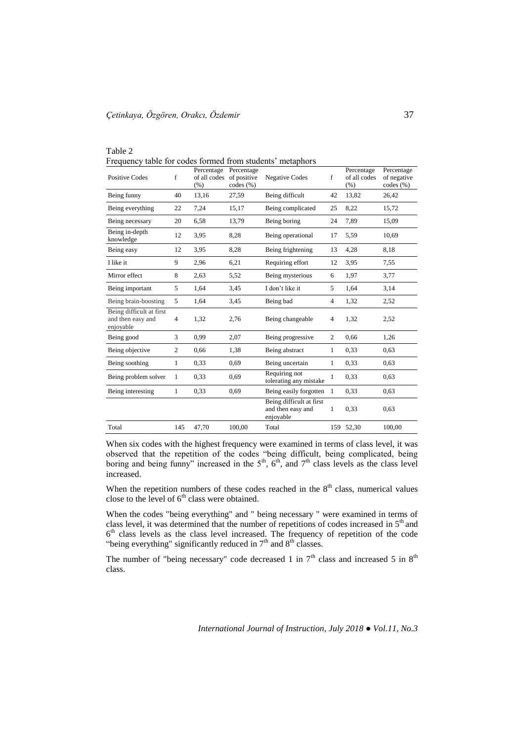Table 2

Frequency table for codes formed from students' metaphors

| Positive Codes | f | Percentage of all codes (%) | Percentage of positive codes (%) | Negative Codes | f | Percentage of all codes (%) | Percentage of negative codes (%) |
|---|---|---|---|---|---|---|---|
| Being funny | 40 | 13,16 | 27,59 | Being difficult | 42 | 13,82 | 26,42 |
| Being everything | 22 | 7,24 | 15,17 | Being complicated | 25 | 8,22 | 15,72 |
| Being necessary | 20 | 6,58 | 13,79 | Being boring | 24 | 7,89 | 15,09 |
| Being in-depth knowledge | 12 | 3,95 | 8,28 | Being operational | 17 | 5,59 | 10,69 |
| Being easy | 12 | 3,95 | 8,28 | Being frightening | 13 | 4,28 | 8,18 |
| I like it | 9 | 2,96 | 6,21 | Requiring effort | 12 | 3,95 | 7,55 |
| Mirror effect | 8 | 2,63 | 5,52 | Being mysterious | 6 | 1,97 | 3,77 |
| Being important | 5 | 1,64 | 3,45 | I don't like it | 5 | 1,64 | 3,14 |
| Being brain-boosting | 5 | 1,64 | 3,45 | Being bad | 4 | 1,32 | 2,52 |
| Being difficult at first and then easy and enjoyable | 4 | 1,32 | 2,76 | Being changeable | 4 | 1,32 | 2,52 |
| Being good | 3 | 0,99 | 2,07 | Being progressive | 2 | 0,66 | 1,26 |
| Being objective | 2 | 0,66 | 1,38 | Being abstract | 1 | 0,33 | 0,63 |
| Being soothing | 1 | 0,33 | 0,69 | Being uncertain | 1 | 0,33 | 0,63 |
| Being problem solver | 1 | 0,33 | 0,69 | Requiring not tolerating any mistake | 1 | 0,33 | 0,63 |
| Being interesting | 1 | 0,33 | 0,69 | Being easily forgotten | 1 | 0,33 | 0,63 |
| | | | | Being difficult at first and then easy and enjoyable | 1 | 0,33 | 0,63 |
| Total | 145 | 47,70 | 100,00 | Total | 159 | 52,30 | 100,00 |

When six codes with the highest frequency were examined in terms of class level, it was observed that the repetition of the codes "being difficult, being complicated, being boring and being funny" increased in the 5th, 6th, and 7th class levels as the class level increased.

When the repetition numbers of these codes reached in the 8th class, numerical values close to the level of 6th class were obtained.

When the codes "being everything" and " being necessary " were examined in terms of class level, it was determined that the number of repetitions of codes increased in 5th and 6th class levels as the class level increased. The frequency of repetition of the code "being everything" significantly reduced in 7th and 8th classes.

The number of "being necessary" code decreased 1 in 7th class and increased 5 in 8th class.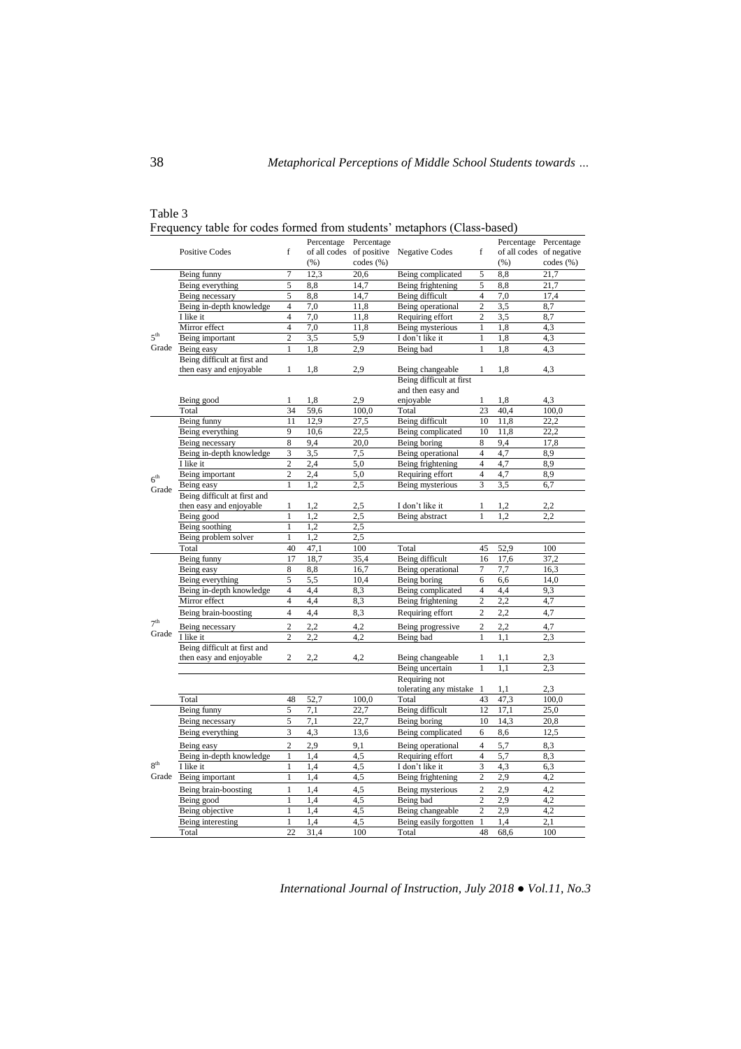Table 3
Frequency table for codes formed from students' metaphors (Class-based)

| | Positive Codes | f | Percentage of all codes (%) | Percentage of positive codes (%) | Negative Codes | f | Percentage of all codes (%) | Percentage of negative codes (%) |
|---|---|---|---|---|---|---|---|---|
| 5th Grade | Being funny | 7 | 12,3 | 20,6 | Being complicated | 5 | 8,8 | 21,7 |
| | Being everything | 5 | 8,8 | 14,7 | Being frightening | 5 | 8,8 | 21,7 |
| | Being necessary | 5 | 8,8 | 14,7 | Being difficult | 4 | 7,0 | 17,4 |
| | Being in-depth knowledge | 4 | 7,0 | 11,8 | Being operational | 2 | 3,5 | 8,7 |
| | I like it | 4 | 7,0 | 11,8 | Requiring effort | 2 | 3,5 | 8,7 |
| | Mirror effect | 4 | 7,0 | 11,8 | Being mysterious | 1 | 1,8 | 4,3 |
| | Being important | 2 | 3,5 | 5,9 | I don't like it | 1 | 1,8 | 4,3 |
| | Being easy | 1 | 1,8 | 2,9 | Being bad | 1 | 1,8 | 4,3 |
| | Being difficult at first and then easy and enjoyable | 1 | 1,8 | 2,9 | Being changeable | 1 | 1,8 | 4,3 |
| | Being good | 1 | 1,8 | 2,9 | Being difficult at first and then easy and enjoyable | 1 | 1,8 | 4,3 |
| | Total | 34 | 59,6 | 100,0 | Total | 23 | 40,4 | 100,0 |
| 6th Grade | Being funny | 11 | 12,9 | 27,5 | Being difficult | 10 | 11,8 | 22,2 |
| | Being everything | 9 | 10,6 | 22,5 | Being complicated | 10 | 11,8 | 22,2 |
| | Being necessary | 8 | 9,4 | 20,0 | Being boring | 8 | 9,4 | 17,8 |
| | Being in-depth knowledge | 3 | 3,5 | 7,5 | Being operational | 4 | 4,7 | 8,9 |
| | I like it | 2 | 2,4 | 5,0 | Being frightening | 4 | 4,7 | 8,9 |
| | Being important | 2 | 2,4 | 5,0 | Requiring effort | 4 | 4,7 | 8,9 |
| | Being easy | 1 | 1,2 | 2,5 | Being mysterious | 3 | 3,5 | 6,7 |
| | Being difficult at first and then easy and enjoyable | 1 | 1,2 | 2,5 | I don't like it | 1 | 1,2 | 2,2 |
| | Being good | 1 | 1,2 | 2,5 | Being abstract | 1 | 1,2 | 2,2 |
| | Being soothing | 1 | 1,2 | 2,5 | | | | |
| | Being problem solver | 1 | 1,2 | 2,5 | | | | |
| | Total | 40 | 47,1 | 100 | Total | 45 | 52,9 | 100 |
| 7th Grade | Being funny | 17 | 18,7 | 35,4 | Being difficult | 16 | 17,6 | 37,2 |
| | Being easy | 8 | 8,8 | 16,7 | Being operational | 7 | 7,7 | 16,3 |
| | Being everything | 5 | 5,5 | 10,4 | Being boring | 6 | 6,6 | 14,0 |
| | Being in-depth knowledge | 4 | 4,4 | 8,3 | Being complicated | 4 | 4,4 | 9,3 |
| | Mirror effect | 4 | 4,4 | 8,3 | Being frightening | 2 | 2,2 | 4,7 |
| | Being brain-boosting | 4 | 4,4 | 8,3 | Requiring effort | 2 | 2,2 | 4,7 |
| | Being necessary | 2 | 2,2 | 4,2 | Being progressive | 2 | 2,2 | 4,7 |
| | I like it | 2 | 2,2 | 4,2 | Being bad | 1 | 1,1 | 2,3 |
| | Being difficult at first and then easy and enjoyable | 2 | 2,2 | 4,2 | Being changeable | 1 | 1,1 | 2,3 |
| | | | | | Being uncertain | 1 | 1,1 | 2,3 |
| | | | | | Requiring not tolerating any mistake | 1 | 1,1 | 2,3 |
| | Total | 48 | 52,7 | 100,0 | Total | 43 | 47,3 | 100,0 |
| 8th Grade | Being funny | 5 | 7,1 | 22,7 | Being difficult | 12 | 17,1 | 25,0 |
| | Being necessary | 5 | 7,1 | 22,7 | Being boring | 10 | 14,3 | 20,8 |
| | Being everything | 3 | 4,3 | 13,6 | Being complicated | 6 | 8,6 | 12,5 |
| | Being easy | 2 | 2,9 | 9,1 | Being operational | 4 | 5,7 | 8,3 |
| | Being in-depth knowledge | 1 | 1,4 | 4,5 | Requiring effort | 4 | 5,7 | 8,3 |
| | I like it | 1 | 1,4 | 4,5 | I don't like it | 3 | 4,3 | 6,3 |
| | Being important | 1 | 1,4 | 4,5 | Being frightening | 2 | 2,9 | 4,2 |
| | Being brain-boosting | 1 | 1,4 | 4,5 | Being mysterious | 2 | 2,9 | 4,2 |
| | Being good | 1 | 1,4 | 4,5 | Being bad | 2 | 2,9 | 4,2 |
| | Being objective | 1 | 1,4 | 4,5 | Being changeable | 2 | 2,9 | 4,2 |
| | Being interesting | 1 | 1,4 | 4,5 | Being easily forgotten | 1 | 1,4 | 2,1 |
| | Total | 22 | 31,4 | 100 | Total | 48 | 68,6 | 100 |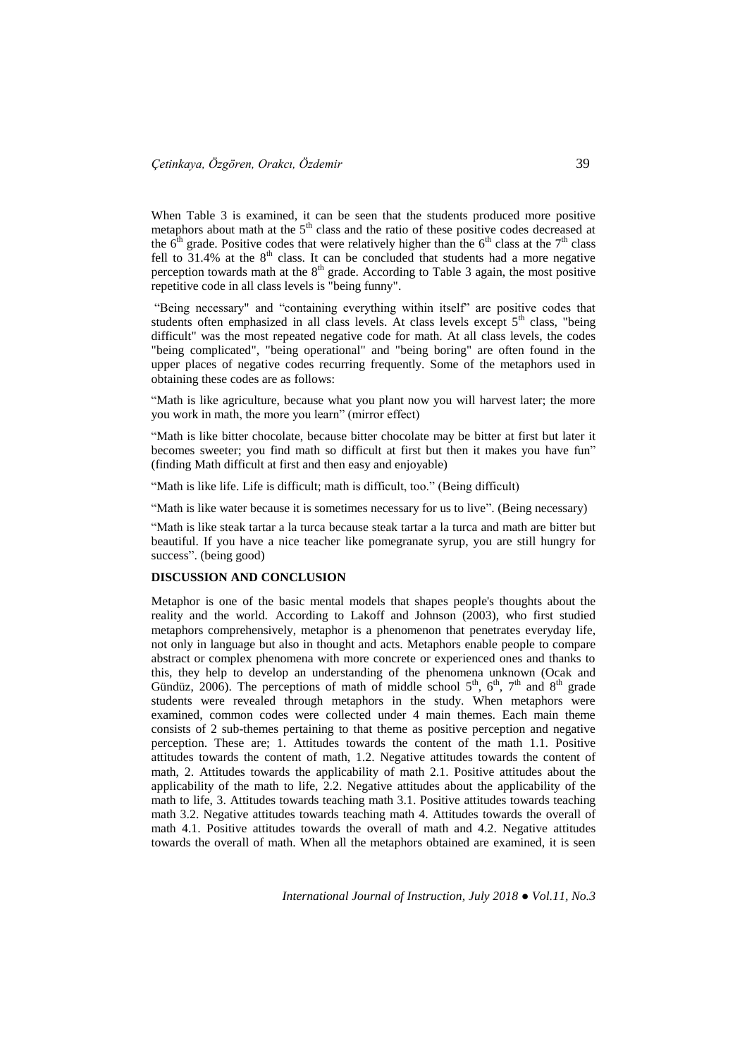When Table 3 is examined, it can be seen that the students produced more positive metaphors about math at the 5th class and the ratio of these positive codes decreased at the 6th grade. Positive codes that were relatively higher than the 6th class at the 7th class fell to 31.4% at the 8th class. It can be concluded that students had a more negative perception towards math at the 8th grade. According to Table 3 again, the most positive repetitive code in all class levels is "being funny".

"Being necessary" and "containing everything within itself" are positive codes that students often emphasized in all class levels. At class levels except 5th class, "being difficult" was the most repeated negative code for math. At all class levels, the codes "being complicated", "being operational" and "being boring" are often found in the upper places of negative codes recurring frequently. Some of the metaphors used in obtaining these codes are as follows:

"Math is like agriculture, because what you plant now you will harvest later; the more you work in math, the more you learn" (mirror effect)

"Math is like bitter chocolate, because bitter chocolate may be bitter at first but later it becomes sweeter; you find math so difficult at first but then it makes you have fun" (finding Math difficult at first and then easy and enjoyable)

"Math is like life. Life is difficult; math is difficult, too." (Being difficult)

"Math is like water because it is sometimes necessary for us to live". (Being necessary)

"Math is like steak tartar a la turca because steak tartar a la turca and math are bitter but beautiful. If you have a nice teacher like pomegranate syrup, you are still hungry for success". (being good)

## DISCUSSION AND CONCLUSION

Metaphor is one of the basic mental models that shapes people's thoughts about the reality and the world. According to Lakoff and Johnson (2003), who first studied metaphors comprehensively, metaphor is a phenomenon that penetrates everyday life, not only in language but also in thought and acts. Metaphors enable people to compare abstract or complex phenomena with more concrete or experienced ones and thanks to this, they help to develop an understanding of the phenomena unknown (Ocak and Gündüz, 2006). The perceptions of math of middle school 5th, 6th, 7th and 8th grade students were revealed through metaphors in the study. When metaphors were examined, common codes were collected under 4 main themes. Each main theme consists of 2 sub-themes pertaining to that theme as positive perception and negative perception. These are; 1. Attitudes towards the content of the math 1.1. Positive attitudes towards the content of math, 1.2. Negative attitudes towards the content of math, 2. Attitudes towards the applicability of math 2.1. Positive attitudes about the applicability of the math to life, 2.2. Negative attitudes about the applicability of the math to life, 3. Attitudes towards teaching math 3.1. Positive attitudes towards teaching math 3.2. Negative attitudes towards teaching math 4. Attitudes towards the overall of math 4.1. Positive attitudes towards the overall of math and 4.2. Negative attitudes towards the overall of math. When all the metaphors obtained are examined, it is seen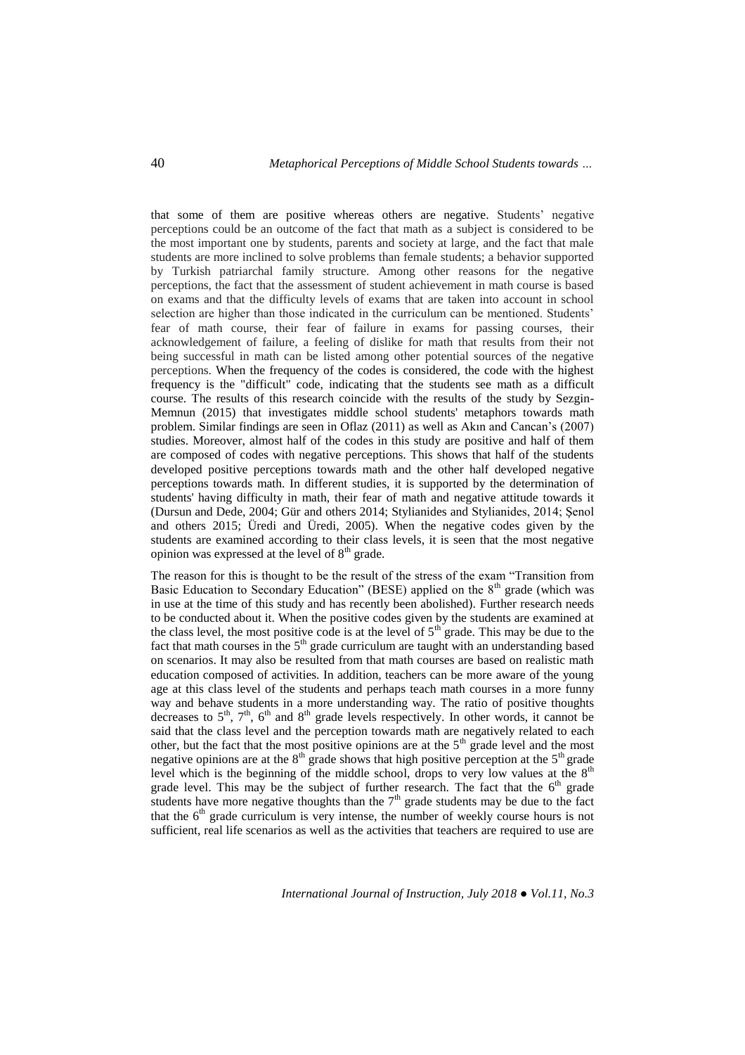that some of them are positive whereas others are negative. Students' negative perceptions could be an outcome of the fact that math as a subject is considered to be the most important one by students, parents and society at large, and the fact that male students are more inclined to solve problems than female students; a behavior supported by Turkish patriarchal family structure. Among other reasons for the negative perceptions, the fact that the assessment of student achievement in math course is based on exams and that the difficulty levels of exams that are taken into account in school selection are higher than those indicated in the curriculum can be mentioned. Students' fear of math course, their fear of failure in exams for passing courses, their acknowledgement of failure, a feeling of dislike for math that results from their not being successful in math can be listed among other potential sources of the negative perceptions. When the frequency of the codes is considered, the code with the highest frequency is the "difficult" code, indicating that the students see math as a difficult course. The results of this research coincide with the results of the study by Sezgin-Memnun (2015) that investigates middle school students' metaphors towards math problem. Similar findings are seen in Oflaz (2011) as well as Akın and Cancan's (2007) studies. Moreover, almost half of the codes in this study are positive and half of them are composed of codes with negative perceptions. This shows that half of the students developed positive perceptions towards math and the other half developed negative perceptions towards math. In different studies, it is supported by the determination of students' having difficulty in math, their fear of math and negative attitude towards it (Dursun and Dede, 2004; Gür and others 2014; Stylianides and Stylianides, 2014; Şenol and others 2015; Üredi and Üredi, 2005). When the negative codes given by the students are examined according to their class levels, it is seen that the most negative opinion was expressed at the level of 8th grade.

The reason for this is thought to be the result of the stress of the exam "Transition from Basic Education to Secondary Education" (BESE) applied on the 8th grade (which was in use at the time of this study and has recently been abolished). Further research needs to be conducted about it. When the positive codes given by the students are examined at the class level, the most positive code is at the level of 5th grade. This may be due to the fact that math courses in the 5th grade curriculum are taught with an understanding based on scenarios. It may also be resulted from that math courses are based on realistic math education composed of activities. In addition, teachers can be more aware of the young age at this class level of the students and perhaps teach math courses in a more funny way and behave students in a more understanding way. The ratio of positive thoughts decreases to 5th, 7th, 6th and 8th grade levels respectively. In other words, it cannot be said that the class level and the perception towards math are negatively related to each other, but the fact that the most positive opinions are at the 5th grade level and the most negative opinions are at the 8th grade shows that high positive perception at the 5th grade level which is the beginning of the middle school, drops to very low values at the 8th grade level. This may be the subject of further research. The fact that the 6th grade students have more negative thoughts than the 7th grade students may be due to the fact that the 6th grade curriculum is very intense, the number of weekly course hours is not sufficient, real life scenarios as well as the activities that teachers are required to use are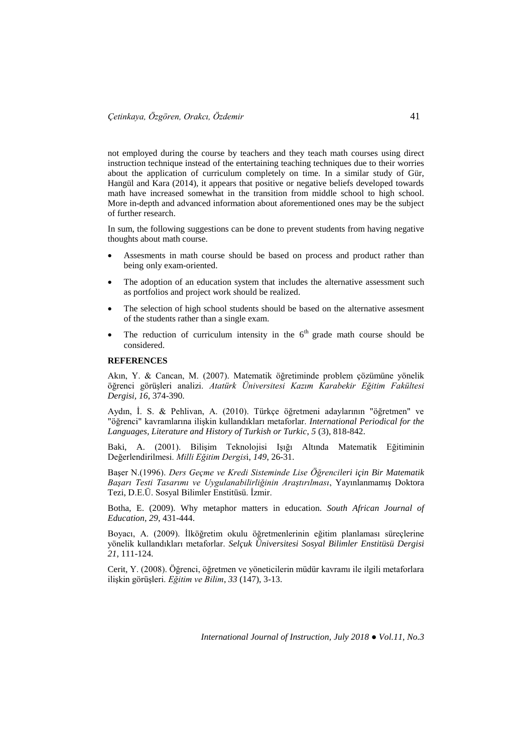not employed during the course by teachers and they teach math courses using direct instruction technique instead of the entertaining teaching techniques due to their worries about the application of curriculum completely on time. In a similar study of Gür, Hangül and Kara (2014), it appears that positive or negative beliefs developed towards math have increased somewhat in the transition from middle school to high school. More in-depth and advanced information about aforementioned ones may be the subject of further research.

In sum, the following suggestions can be done to prevent students from having negative thoughts about math course.

- Assesments in math course should be based on process and product rather than being only exam-oriented.
- The adoption of an education system that includes the alternative assessment such as portfolios and project work should be realized.
- The selection of high school students should be based on the alternative assesment of the students rather than a single exam.
- The reduction of curriculum intensity in the 6th grade math course should be considered.

## REFERENCES

Akın, Y. & Cancan, M. (2007). Matematik öğretiminde problem çözümüne yönelik öğrenci görüşleri analizi. *Atatürk Üniversitesi Kazım Karabekir Eğitim Fakültesi Dergisi*, *16*, 374-390.

Aydın, İ. S. & Pehlivan, A. (2010). Türkçe öğretmeni adaylarının "öğretmen" ve "öğrenci" kavramlarına ilişkin kullandıkları metaforlar. *International Periodical for the Languages, Literature and History of Turkish or Turkic*, *5* (3), 818-842.

Baki, A. (2001). Bilişim Teknolojisi Işığı Altında Matematik Eğitiminin Değerlendirilmesi. *Milli Eğitim Dergisi*, *149*, 26-31.

Başer N.(1996). *Ders Geçme ve Kredi Sisteminde Lise Öğrencileri için Bir Matematik Başarı Testi Tasarımı ve Uygulanabilirliğinin Araştırılması*, Yayınlanmamış Doktora Tezi, D.E.Ü. Sosyal Bilimler Enstitüsü. İzmir.

Botha, E. (2009). Why metaphor matters in education. *South African Journal of Education*, *29*, 431-444.

Boyacı, A. (2009). İlköğretim okulu öğretmenlerinin eğitim planlaması süreçlerine yönelik kullandıkları metaforlar. *Selçuk Üniversitesi Sosyal Bilimler Enstitüsü Dergisi 21*, 111-124.

Cerit, Y. (2008). Öğrenci, öğretmen ve yöneticilerin müdür kavramı ile ilgili metaforlara ilişkin görüşleri. *Eğitim ve Bilim*, *33* (147), 3-13.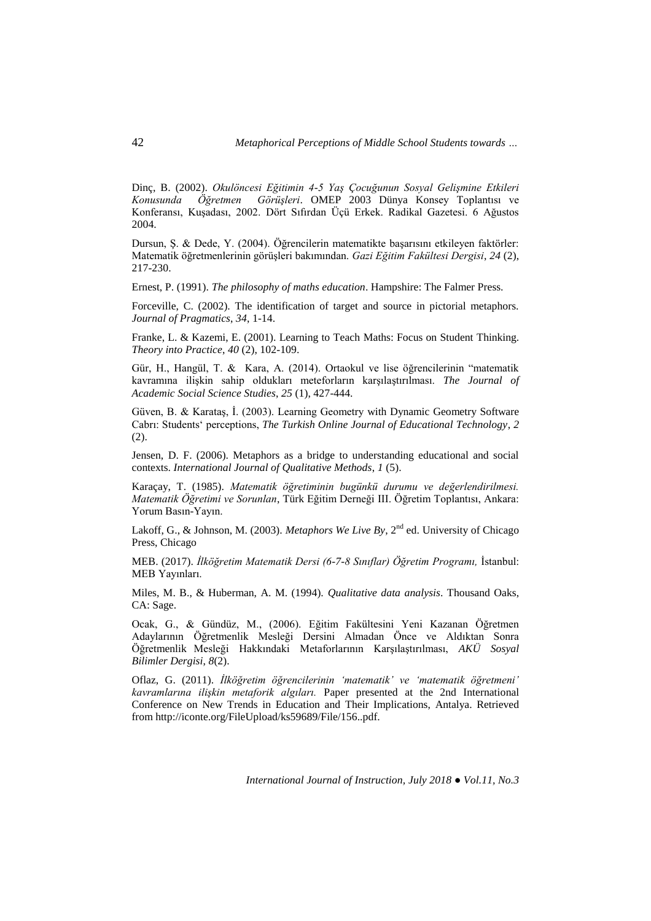Dinç, B. (2002). *Okulöncesi Eğitimin 4-5 Yaş Çocuğunun Sosyal Gelişmine Etkileri Konusunda Öğretmen Görüşleri*. OMEP 2003 Dünya Konsey Toplantısı ve Konferansı, Kuşadası, 2002. Dört Sıfırdan Üçü Erkek. Radikal Gazetesi. 6 Ağustos 2004.

Dursun, Ş. & Dede, Y. (2004). Öğrencilerin matematikte başarısını etkileyen faktörler: Matematik öğretmenlerinin görüşleri bakımından. *Gazi Eğitim Fakültesi Dergisi*, *24* (2), 217-230.

Ernest, P. (1991). *The philosophy of maths education*. Hampshire: The Falmer Press.

Forceville, C. (2002). The identification of target and source in pictorial metaphors. *Journal of Pragmatics*, *34*, 1-14.

Franke, L. & Kazemi, E. (2001). Learning to Teach Maths: Focus on Student Thinking. *Theory into Practice*, *40* (2), 102-109.

Gür, H., Hangül, T. & Kara, A. (2014). Ortaokul ve lise öğrencilerinin "matematik kavramına ilişkin sahip oldukları meteforların karşılaştırılması. *The Journal of Academic Social Science Studies*, *25* (1), 427-444.

Güven, B. & Karataş, İ. (2003). Learning Geometry with Dynamic Geometry Software Cabrı: Students' perceptions, *The Turkish Online Journal of Educational Technology*, *2* (2).

Jensen, D. F. (2006). Metaphors as a bridge to understanding educational and social contexts. *International Journal of Qualitative Methods*, *1* (5).

Karaçay, T. (1985). *Matematik öğretiminin bugünkü durumu ve değerlendirilmesi. Matematik Öğretimi ve Sorunlan*, Türk Eğitim Derneği III. Öğretim Toplantısı, Ankara: Yorum Basın-Yayın.

Lakoff, G., & Johnson, M. (2003). *Metaphors We Live By*, 2nd ed. University of Chicago Press, Chicago

MEB. (2017). *İlköğretim Matematik Dersi (6-7-8 Sınıflar) Öğretim Programı,* İstanbul: MEB Yayınları.

Miles, M. B., & Huberman, A. M. (1994). *Qualitative data analysis*. Thousand Oaks, CA: Sage.

Ocak, G., & Gündüz, M., (2006). Eğitim Fakültesini Yeni Kazanan Öğretmen Adaylarının Öğretmenlik Mesleği Dersini Almadan Önce ve Aldıktan Sonra Öğretmenlik Mesleği Hakkındaki Metaforlarının Karşılaştırılması, *AKÜ Sosyal Bilimler Dergisi*, *8*(2).

Oflaz, G. (2011). *İlköğretim öğrencilerinin 'matematik' ve 'matematik öğretmeni' kavramlarına ilişkin metaforik algıları.* Paper presented at the 2nd International Conference on New Trends in Education and Their Implications, Antalya. Retrieved from http://iconte.org/FileUpload/ks59689/File/156..pdf.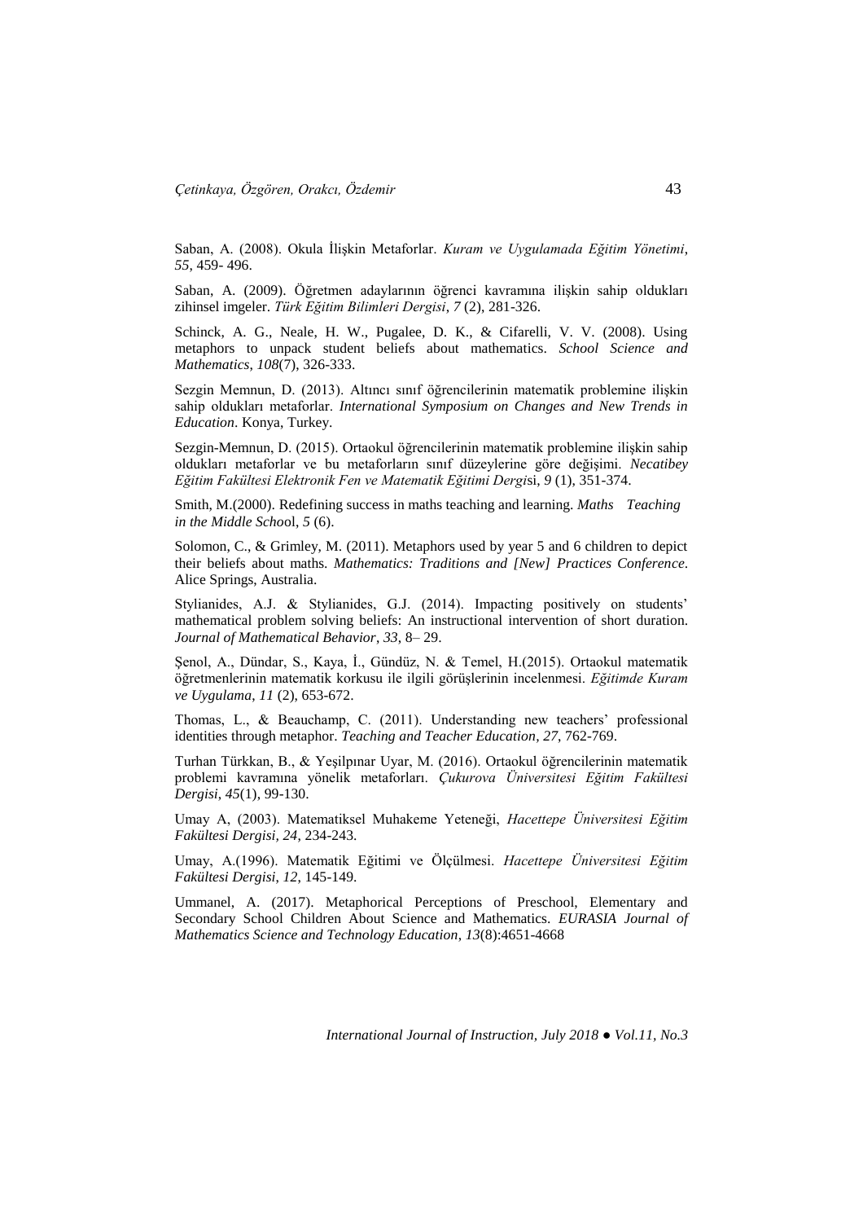Saban, A. (2008). Okula İlişkin Metaforlar. *Kuram ve Uygulamada Eğitim Yönetimi*, *55*, 459- 496.

Saban, A. (2009). Öğretmen adaylarının öğrenci kavramına ilişkin sahip oldukları zihinsel imgeler. *Türk Eğitim Bilimleri Dergisi*, *7* (2), 281-326.

Schinck, A. G., Neale, H. W., Pugalee, D. K., & Cifarelli, V. V. (2008). Using metaphors to unpack student beliefs about mathematics. *School Science and Mathematics*, *108*(7), 326-333.

Sezgin Memnun, D. (2013). Altıncı sınıf öğrencilerinin matematik problemine ilişkin sahip oldukları metaforlar. *International Symposium on Changes and New Trends in Education*. Konya, Turkey.

Sezgin-Memnun, D. (2015). Ortaokul öğrencilerinin matematik problemine ilişkin sahip oldukları metaforlar ve bu metaforların sınıf düzeylerine göre değişimi. *Necatibey Eğitim Fakültesi Elektronik Fen ve Matematik Eğitimi Dergis*i, *9* (1), 351-374.

Smith, M.(2000). Redefining success in maths teaching and learning. *Maths Teaching in the Middle Scho*ol, *5* (6).

Solomon, C., & Grimley, M. (2011). Metaphors used by year 5 and 6 children to depict their beliefs about maths. *Mathematics: Traditions and [New] Practices Conference*. Alice Springs, Australia.

Stylianides, A.J. & Stylianides, G.J. (2014). Impacting positively on students' mathematical problem solving beliefs: An instructional intervention of short duration. *Journal of Mathematical Behavior*, *33*, 8– 29.

Şenol, A., Dündar, S., Kaya, İ., Gündüz, N. & Temel, H.(2015). Ortaokul matematik öğretmenlerinin matematik korkusu ile ilgili görüşlerinin incelenmesi. *Eğitimde Kuram ve Uygulama*, *11* (2), 653-672.

Thomas, L., & Beauchamp, C. (2011). Understanding new teachers' professional identities through metaphor. *Teaching and Teacher Education*, *27*, 762-769.

Turhan Türkkan, B., & Yeşilpınar Uyar, M. (2016). Ortaokul öğrencilerinin matematik problemi kavramına yönelik metaforları. *Çukurova Üniversitesi Eğitim Fakültesi Dergisi*, *45*(1), 99-130.

Umay A, (2003). Matematiksel Muhakeme Yeteneği, *Hacettepe Üniversitesi Eğitim Fakültesi Dergisi, 24*, 234-243.

Umay, A.(1996). Matematik Eğitimi ve Ölçülmesi. *Hacettepe Üniversitesi Eğitim Fakültesi Dergisi*, *12*, 145-149.

Ummanel, A. (2017). Metaphorical Perceptions of Preschool, Elementary and Secondary School Children About Science and Mathematics. *EURASIA Journal of Mathematics Science and Technology Education*, *13*(8):4651-4668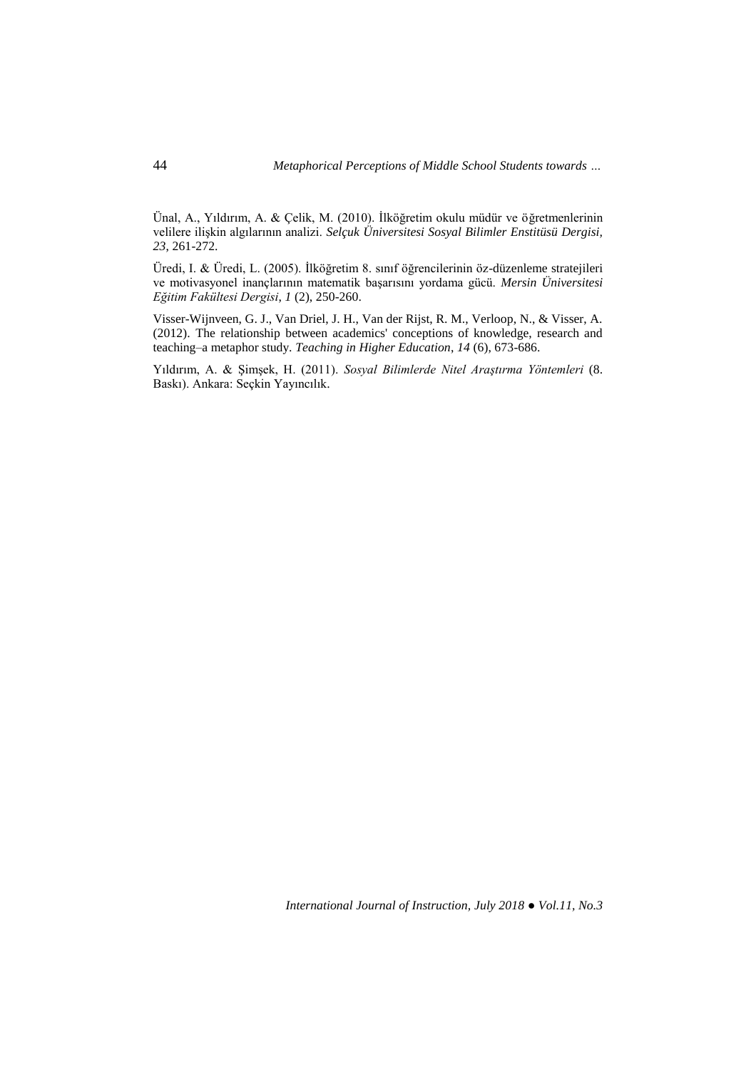Ünal, A., Yıldırım, A. & Çelik, M. (2010). İlköğretim okulu müdür ve öğretmenlerinin velilere ilişkin algılarının analizi. *Selçuk Üniversitesi Sosyal Bilimler Enstitüsü Dergisi, 23*, 261-272.

Üredi, I. & Üredi, L. (2005). İlköğretim 8. sınıf öğrencilerinin öz-düzenleme stratejileri ve motivasyonel inançlarının matematik başarısını yordama gücü. *Mersin Üniversitesi Eğitim Fakültesi Dergisi, 1* (2), 250-260.

Visser-Wijnveen, G. J., Van Driel, J. H., Van der Rijst, R. M., Verloop, N., & Visser, A. (2012). The relationship between academics' conceptions of knowledge, research and teaching–a metaphor study. *Teaching in Higher Education*, *14* (6), 673-686.

Yıldırım, A. & Şimşek, H. (2011). *Sosyal Bilimlerde Nitel Araştırma Yöntemleri* (8. Baskı). Ankara: Seçkin Yayıncılık.